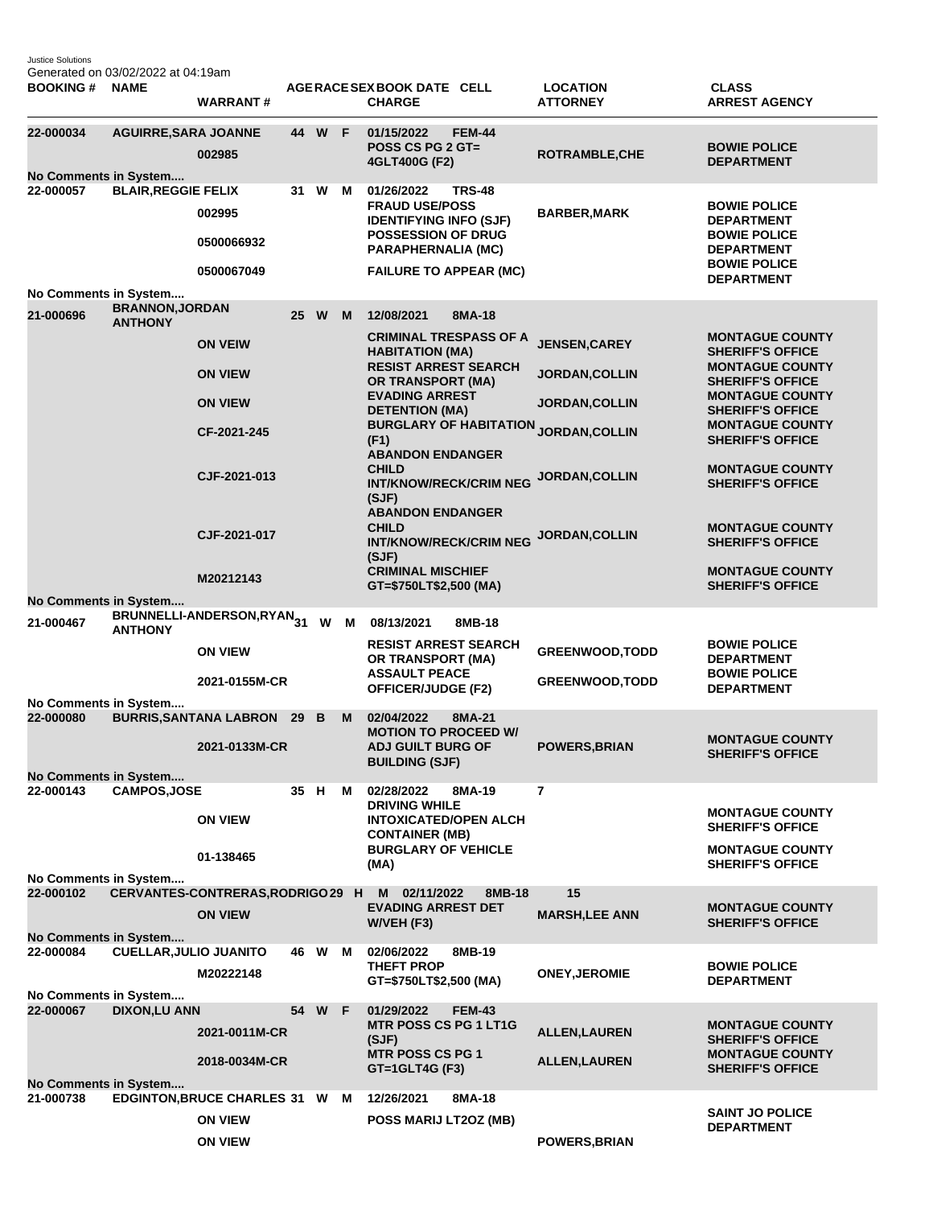Justice Solutions
Generated on 03/02/2022 at 04:19am

| BOOKING # | NAME | WARRANT # | AGE | RACE | SEX | BOOK DATE | CELL | CHARGE | LOCATION ATTORNEY | CLASS ARREST AGENCY |
|---|---|---|---|---|---|---|---|---|---|---|
| 22-000034 | AGUIRRE,SARA JOANNE | | 44 | W | F | 01/15/2022 | FEM-44 | | | |
| | | 002985 | | | | | | POSS CS PG 2 GT= 4GLT400G (F2) | ROTRAMBLE,CHE | BOWIE POLICE DEPARTMENT |
| No Comments in System.... | | | | | | | | | | |
| 22-000057 | BLAIR,REGGIE FELIX | | 31 | W | M | 01/26/2022 | TRS-48 | | | |
| | | 002995 | | | | | | FRAUD USE/POSS IDENTIFYING INFO (SJF) | BARBER,MARK | BOWIE POLICE DEPARTMENT |
| | | 0500066932 | | | | | | POSSESSION OF DRUG PARAPHERNALIA (MC) | | BOWIE POLICE DEPARTMENT |
| | | 0500067049 | | | | | | FAILURE TO APPEAR (MC) | | BOWIE POLICE DEPARTMENT |
| No Comments in System.... | | | | | | | | | | |
| 21-000696 | BRANNON,JORDAN ANTHONY | | 25 | W | M | 12/08/2021 | 8MA-18 | | | |
| | | ON VEIW | | | | | | CRIMINAL TRESPASS OF A HABITATION (MA) | JENSEN,CAREY | MONTAGUE COUNTY SHERIFF'S OFFICE |
| | | ON VIEW | | | | | | RESIST ARREST SEARCH OR TRANSPORT (MA) | JORDAN,COLLIN | MONTAGUE COUNTY SHERIFF'S OFFICE |
| | | ON VIEW | | | | | | EVADING ARREST DETENTION (MA) | JORDAN,COLLIN | MONTAGUE COUNTY SHERIFF'S OFFICE |
| | | CF-2021-245 | | | | | | BURGLARY OF HABITATION (F1) | JORDAN,COLLIN | MONTAGUE COUNTY SHERIFF'S OFFICE |
| | | CJF-2021-013 | | | | | | ABANDON ENDANGER CHILD INT/KNOW/RECK/CRIM NEG (SJF) | JORDAN,COLLIN | MONTAGUE COUNTY SHERIFF'S OFFICE |
| | | CJF-2021-017 | | | | | | ABANDON ENDANGER CHILD INT/KNOW/RECK/CRIM NEG (SJF) | JORDAN,COLLIN | MONTAGUE COUNTY SHERIFF'S OFFICE |
| | | M20212143 | | | | | | CRIMINAL MISCHIEF GT=$750LT$2,500 (MA) | | MONTAGUE COUNTY SHERIFF'S OFFICE |
| No Comments in System.... | | | | | | | | | | |
| 21-000467 | BRUNNELLI-ANDERSON,RYAN ANTHONY | | 31 | W | M | 08/13/2021 | 8MB-18 | | | |
| | | ON VIEW | | | | | | RESIST ARREST SEARCH OR TRANSPORT (MA) | GREENWOOD,TODD | BOWIE POLICE DEPARTMENT |
| | | 2021-0155M-CR | | | | | | ASSAULT PEACE OFFICER/JUDGE (F2) | GREENWOOD,TODD | BOWIE POLICE DEPARTMENT |
| No Comments in System.... | | | | | | | | | | |
| 22-000080 | BURRIS,SANTANA LABRON | | 29 | B | M | 02/04/2022 | 8MA-21 | | | |
| | | 2021-0133M-CR | | | | | | MOTION TO PROCEED W/ ADJ GUILT BURG OF BUILDING (SJF) | POWERS,BRIAN | MONTAGUE COUNTY SHERIFF'S OFFICE |
| No Comments in System.... | | | | | | | | | | |
| 22-000143 | CAMPOS,JOSE | | 35 | H | M | 02/28/2022 | 8MA-19 | | 7 | |
| | | ON VIEW | | | | | | DRIVING WHILE INTOXICATED/OPEN ALCH CONTAINER (MB) | | MONTAGUE COUNTY SHERIFF'S OFFICE |
| | | 01-138465 | | | | | | BURGLARY OF VEHICLE (MA) | | MONTAGUE COUNTY SHERIFF'S OFFICE |
| No Comments in System.... | | | | | | | | | | |
| 22-000102 | CERVANTES-CONTRERAS,RODRIGO | | 29 | H | M | 02/11/2022 | 8MB-18 | | 15 | |
| | | ON VIEW | | | | | | EVADING ARREST DET W/VEH (F3) | MARSH,LEE ANN | MONTAGUE COUNTY SHERIFF'S OFFICE |
| No Comments in System.... | | | | | | | | | | |
| 22-000084 | CUELLAR,JULIO JUANITO | | 46 | W | M | 02/06/2022 | 8MB-19 | | | |
| | | M20222148 | | | | | | THEFT PROP GT=$750LT$2,500 (MA) | ONEY,JEROMIE | BOWIE POLICE DEPARTMENT |
| No Comments in System.... | | | | | | | | | | |
| 22-000067 | DIXON,LU ANN | | 54 | W | F | 01/29/2022 | FEM-43 | | | |
| | | 2021-0011M-CR | | | | | | MTR POSS CS PG 1 LT1G (SJF) | ALLEN,LAUREN | MONTAGUE COUNTY SHERIFF'S OFFICE |
| | | 2018-0034M-CR | | | | | | MTR POSS CS PG 1 GT=1GLT4G (F3) | ALLEN,LAUREN | MONTAGUE COUNTY SHERIFF'S OFFICE |
| No Comments in System.... | | | | | | | | | | |
| 21-000738 | EDGINTON,BRUCE CHARLES | | 31 | W | M | 12/26/2021 | 8MA-18 | | | |
| | | ON VIEW | | | | | | POSS MARIJ LT2OZ (MB) | | SAINT JO POLICE DEPARTMENT |
| | | ON VIEW | | | | | | | POWERS,BRIAN | |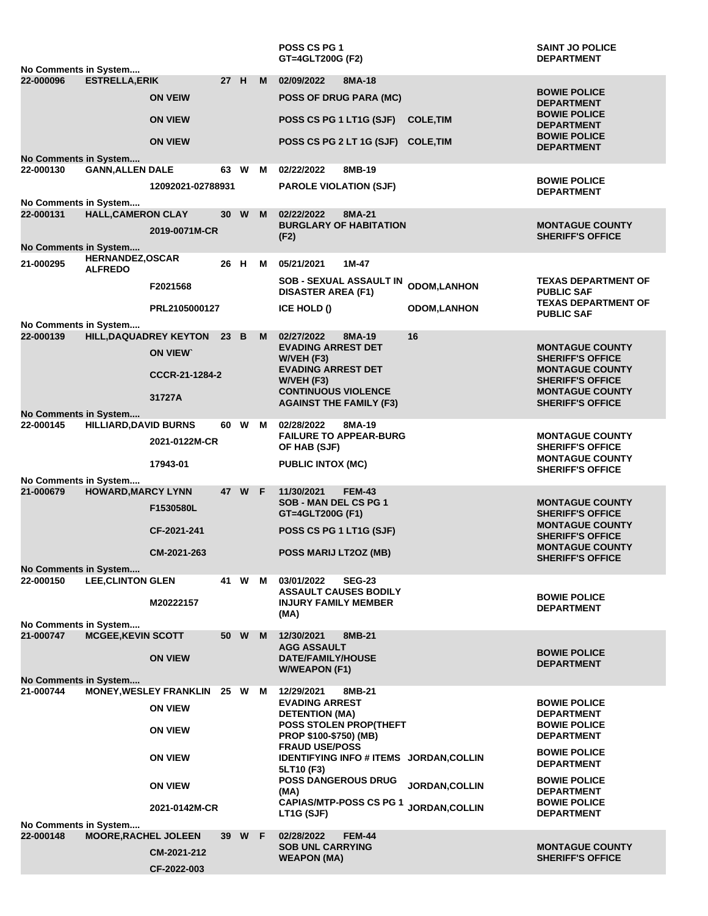| | | | | | | | | | |
|---|---|---|---|---|---|---|---|---|---|
| | | | | | | POSS CS PG 1 GT=4GLT200G (F2) | | | SAINT JO POLICE DEPARTMENT |
| No Comments in System.... | | | | | | | | | |
| 22-000096 | ESTRELLA,ERIK | | 27 | H | M | 02/09/2022 8MA-18 | | | |
| | | ON VEIW | | | | POSS OF DRUG PARA (MC) | | | BOWIE POLICE DEPARTMENT |
| | | ON VIEW | | | | POSS CS PG 1 LT1G (SJF) | COLE,TIM | | BOWIE POLICE DEPARTMENT |
| | | ON VIEW | | | | POSS CS PG 2 LT 1G (SJF) | COLE,TIM | | BOWIE POLICE DEPARTMENT |
| No Comments in System.... | | | | | | | | | |
| 22-000130 | GANN,ALLEN DALE | | 63 | W | M | 02/22/2022 8MB-19 | | | |
| | | 12092021-02788931 | | | | PAROLE VIOLATION (SJF) | | | BOWIE POLICE DEPARTMENT |
| No Comments in System.... | | | | | | | | | |
| 22-000131 | HALL,CAMERON CLAY | | 30 | W | M | 02/22/2022 8MA-21 | | | |
| | | 2019-0071M-CR | | | | BURGLARY OF HABITATION (F2) | | | MONTAGUE COUNTY SHERIFF'S OFFICE |
| No Comments in System.... | | | | | | | | | |
| 21-000295 | HERNANDEZ,OSCAR ALFREDO | | 26 | H | M | 05/21/2021 1M-47 | | | |
| | | F2021568 | | | | SOB - SEXUAL ASSAULT IN DISASTER AREA (F1) | ODOM,LANHON | | TEXAS DEPARTMENT OF PUBLIC SAF |
| | | PRL2105000127 | | | | ICE HOLD () | ODOM,LANHON | | TEXAS DEPARTMENT OF PUBLIC SAF |
| No Comments in System.... | | | | | | | | | |
| 22-000139 | HILL,DAQUADREY KEYTON | | 23 | B | M | 02/27/2022 8MA-19 | 16 | | |
| | | ON VIEW` | | | | EVADING ARREST DET W/VEH (F3) | | | MONTAGUE COUNTY SHERIFF'S OFFICE |
| | | CCCR-21-1284-2 | | | | EVADING ARREST DET W/VEH (F3) | | | MONTAGUE COUNTY SHERIFF'S OFFICE |
| | | 31727A | | | | CONTINUOUS VIOLENCE AGAINST THE FAMILY (F3) | | | MONTAGUE COUNTY SHERIFF'S OFFICE |
| No Comments in System.... | | | | | | | | | |
| 22-000145 | HILLIARD,DAVID BURNS | | 60 | W | M | 02/28/2022 8MA-19 | | | |
| | | 2021-0122M-CR | | | | FAILURE TO APPEAR-BURG OF HAB (SJF) | | | MONTAGUE COUNTY SHERIFF'S OFFICE |
| | | 17943-01 | | | | PUBLIC INTOX (MC) | | | MONTAGUE COUNTY SHERIFF'S OFFICE |
| No Comments in System.... | | | | | | | | | |
| 21-000679 | HOWARD,MARCY LYNN | | 47 | W | F | 11/30/2021 FEM-43 | | | |
| | | F1530580L | | | | SOB - MAN DEL CS PG 1 GT=4GLT200G (F1) | | | MONTAGUE COUNTY SHERIFF'S OFFICE |
| | | CF-2021-241 | | | | POSS CS PG 1 LT1G (SJF) | | | MONTAGUE COUNTY SHERIFF'S OFFICE |
| | | CM-2021-263 | | | | POSS MARIJ LT2OZ (MB) | | | MONTAGUE COUNTY SHERIFF'S OFFICE |
| No Comments in System.... | | | | | | | | | |
| 22-000150 | LEE,CLINTON GLEN | | 41 | W | M | 03/01/2022 SEG-23 | | | |
| | | M20222157 | | | | ASSAULT CAUSES BODILY INJURY FAMILY MEMBER (MA) | | | BOWIE POLICE DEPARTMENT |
| No Comments in System.... | | | | | | | | | |
| 21-000747 | MCGEE,KEVIN SCOTT | | 50 | W | M | 12/30/2021 8MB-21 | | | |
| | | ON VIEW | | | | AGG ASSAULT DATE/FAMILY/HOUSE W/WEAPON (F1) | | | BOWIE POLICE DEPARTMENT |
| No Comments in System.... | | | | | | | | | |
| 21-000744 | MONEY,WESLEY FRANKLIN | | 25 | W | M | 12/29/2021 8MB-21 | | | |
| | | ON VIEW | | | | EVADING ARREST DETENTION (MA) | | | BOWIE POLICE DEPARTMENT |
| | | ON VIEW | | | | POSS STOLEN PROP(THEFT PROP $100-$750) (MB) | | | BOWIE POLICE DEPARTMENT |
| | | ON VIEW | | | | FRAUD USE/POSS IDENTIFYING INFO # ITEMS 5LT10 (F3) | JORDAN,COLLIN | | BOWIE POLICE DEPARTMENT |
| | | ON VIEW | | | | POSS DANGEROUS DRUG (MA) | JORDAN,COLLIN | | BOWIE POLICE DEPARTMENT |
| | | 2021-0142M-CR | | | | CAPIAS/MTP-POSS CS PG 1 LT1G (SJF) | JORDAN,COLLIN | | BOWIE POLICE DEPARTMENT |
| No Comments in System.... | | | | | | | | | |
| 22-000148 | MOORE,RACHEL JOLEEN | | 39 | W | F | 02/28/2022 FEM-44 | | | |
| | | CM-2021-212 | | | | SOB UNL CARRYING WEAPON (MA) | | | MONTAGUE COUNTY SHERIFF'S OFFICE |
| | | CF-2022-003 | | | | | | | |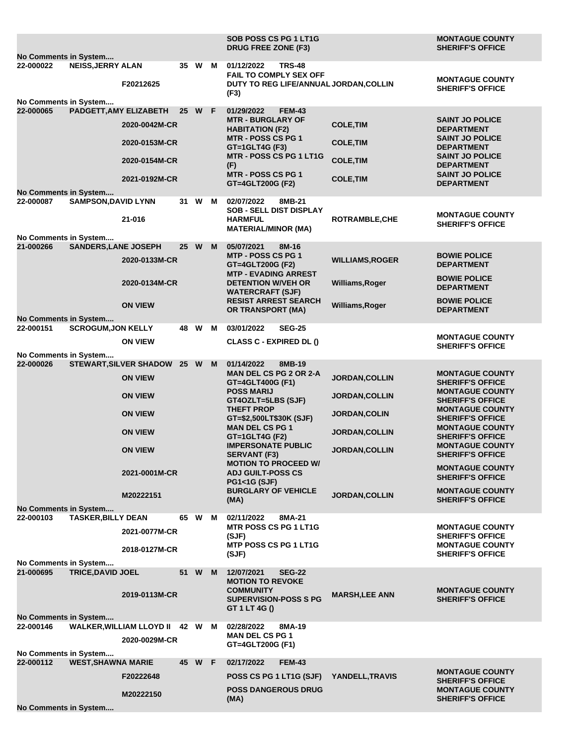| | | | | | | | | | |
|---|---|---|---|---|---|---|---|---|---|
| | | | | | | SOB POSS CS PG 1 LT1G DRUG FREE ZONE (F3) | | MONTAGUE COUNTY SHERIFF'S OFFICE |
| No Comments in System.... | | | | | | | | |
| 22-000022 | NEISS,JERRY ALAN | | 35 | W | M | 01/12/2022 TRS-48 | | |
| | | F20212625 | | | | FAIL TO COMPLY SEX OFF DUTY TO REG LIFE/ANNUAL (F3) | JORDAN,COLLIN | MONTAGUE COUNTY SHERIFF'S OFFICE |
| No Comments in System.... | | | | | | | | |
| 22-000065 | PADGETT,AMY ELIZABETH | | 25 | W | F | 01/29/2022 FEM-43 | | |
| | | 2020-0042M-CR | | | | MTR - BURGLARY OF HABITATION (F2) | COLE,TIM | SAINT JO POLICE DEPARTMENT |
| | | 2020-0153M-CR | | | | MTR - POSS CS PG 1 GT=1GLT4G (F3) | COLE,TIM | SAINT JO POLICE DEPARTMENT |
| | | 2020-0154M-CR | | | | MTR - POSS CS PG 1 LT1G (F) | COLE,TIM | SAINT JO POLICE DEPARTMENT |
| | | 2021-0192M-CR | | | | MTR - POSS CS PG 1 GT=4GLT200G (F2) | COLE,TIM | SAINT JO POLICE DEPARTMENT |
| No Comments in System.... | | | | | | | | |
| 22-000087 | SAMPSON,DAVID LYNN | | 31 | W | M | 02/07/2022 8MB-21 | | |
| | | 21-016 | | | | SOB - SELL DIST DISPLAY HARMFUL MATERIAL/MINOR (MA) | ROTRAMBLE,CHE | MONTAGUE COUNTY SHERIFF'S OFFICE |
| No Comments in System.... | | | | | | | | |
| 21-000266 | SANDERS,LANE JOSEPH | | 25 | W | M | 05/07/2021 8M-16 | | |
| | | 2020-0133M-CR | | | | MTP - POSS CS PG 1 GT=4GLT200G (F2) | WILLIAMS,ROGER | BOWIE POLICE DEPARTMENT |
| | | 2020-0134M-CR | | | | MTP - EVADING ARREST DETENTION W/VEH OR WATERCRAFT (SJF) | Williams,Roger | BOWIE POLICE DEPARTMENT |
| | | ON VIEW | | | | RESIST ARREST SEARCH OR TRANSPORT (MA) | Williams,Roger | BOWIE POLICE DEPARTMENT |
| No Comments in System.... | | | | | | | | |
| 22-000151 | SCROGUM,JON KELLY | | 48 | W | M | 03/01/2022 SEG-25 | | |
| | | ON VIEW | | | | CLASS C - EXPIRED DL () | | MONTAGUE COUNTY SHERIFF'S OFFICE |
| No Comments in System.... | | | | | | | | |
| 22-000026 | STEWART,SILVER SHADOW | | 25 | W | M | 01/14/2022 8MB-19 | | |
| | | ON VIEW | | | | MAN DEL CS PG 2 OR 2-A GT=4GLT400G (F1) | JORDAN,COLLIN | MONTAGUE COUNTY SHERIFF'S OFFICE |
| | | ON VIEW | | | | POSS MARIJ GT4OZLT=5LBS (SJF) | JORDAN,COLLIN | MONTAGUE COUNTY SHERIFF'S OFFICE |
| | | ON VIEW | | | | THEFT PROP GT=$2,500LT$30K (SJF) | JORDAN,COLIN | MONTAGUE COUNTY SHERIFF'S OFFICE |
| | | ON VIEW | | | | MAN DEL CS PG 1 GT=1GLT4G (F2) | JORDAN,COLLIN | MONTAGUE COUNTY SHERIFF'S OFFICE |
| | | ON VIEW | | | | IMPERSONATE PUBLIC SERVANT (F3) | JORDAN,COLLIN | MONTAGUE COUNTY SHERIFF'S OFFICE |
| | | 2021-0001M-CR | | | | MOTION TO PROCEED W/ ADJ GUILT-POSS CS PG1<1G (SJF) | | MONTAGUE COUNTY SHERIFF'S OFFICE |
| | | M20222151 | | | | BURGLARY OF VEHICLE (MA) | JORDAN,COLLIN | MONTAGUE COUNTY SHERIFF'S OFFICE |
| No Comments in System.... | | | | | | | | |
| 22-000103 | TASKER,BILLY DEAN | | 65 | W | M | 02/11/2022 8MA-21 | | |
| | | 2021-0077M-CR | | | | MTR POSS CS PG 1 LT1G (SJF) | | MONTAGUE COUNTY SHERIFF'S OFFICE |
| | | 2018-0127M-CR | | | | MTP POSS CS PG 1 LT1G (SJF) | | MONTAGUE COUNTY SHERIFF'S OFFICE |
| No Comments in System.... | | | | | | | | |
| 21-000695 | TRICE,DAVID JOEL | | 51 | W | M | 12/07/2021 SEG-22 | | |
| | | 2019-0113M-CR | | | | MOTION TO REVOKE COMMUNITY SUPERVISION-POSS S PG GT 1 LT 4G () | MARSH,LEE ANN | MONTAGUE COUNTY SHERIFF'S OFFICE |
| No Comments in System.... | | | | | | | | |
| 22-000146 | WALKER,WILLIAM LLOYD II | | 42 | W | M | 02/28/2022 8MA-19 | | |
| | | 2020-0029M-CR | | | | MAN DEL CS PG 1 GT=4GLT200G (F1) | | |
| No Comments in System.... | | | | | | | | |
| 22-000112 | WEST,SHAWNA MARIE | | 45 | W | F | 02/17/2022 FEM-43 | | |
| | | F20222648 | | | | POSS CS PG 1 LT1G (SJF) | YANDELL,TRAVIS | MONTAGUE COUNTY SHERIFF'S OFFICE |
| | | M20222150 | | | | POSS DANGEROUS DRUG (MA) | | MONTAGUE COUNTY SHERIFF'S OFFICE |
| No Comments in System.... | | | | | | | | |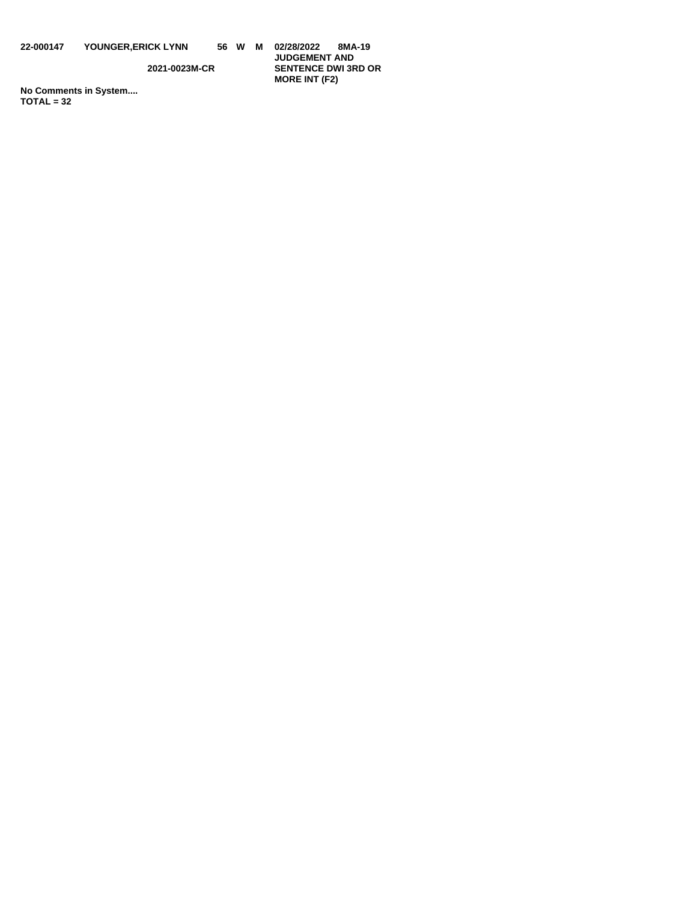| | | | | | | | |
|---|---|---|---|---|---|---|---|
| 22-000147 | YOUNGER,ERICK LYNN | 56 | W | M | 02/28/2022 | 8MA-19 | |
| | 2021-0023M-CR | | | | JUDGEMENT AND SENTENCE DWI 3RD OR MORE INT (F2) | | |

**No Comments in System....**

**TOTAL = 32**